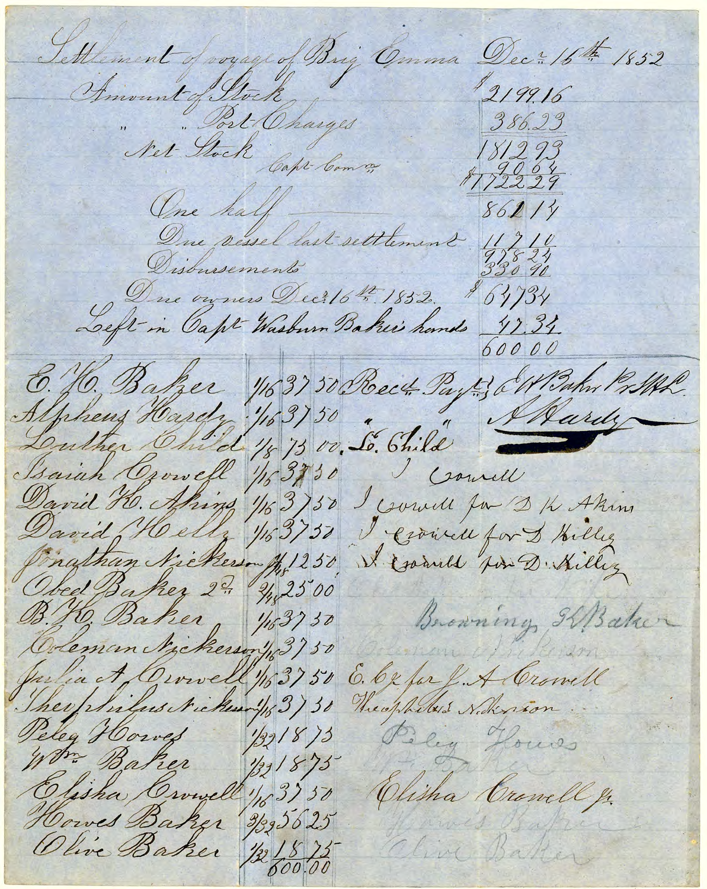# Settlement of voyage of Brig Emma Dec. 16th 1852

| | |
|---|---|
| Amount of Stock | $2199.16 |
| " " Port Charges | 386.23 |
| " Net Stock | 1812.93 |
| Capt. Com. | 90.64 |
| | $1722.29 |
| One half | 861.14 |
| Due vessel last settlement | 117.10 |
| | 978.24 |
| Disbursements | 330.90 |
| Due owners Dec. 16th 1852. | $647.34 |
| Left in Capt. Washburn Baker's hands | 47.34 |
| | 600.00 |

| Name | Share | Amount | Rec'd Pay't |
|---|---|---|---|
| E. H. Baker | 1/16 | 37.50 | Rec'd Pay't E H Baker Pr M L. |
| Alpheus Hardy | 1/16 | 37.50 | A Hardy |
| Luther Child | 1/8 | 75.00 | L. Child |
| Isaiah Crowell | 1/16 | 37.50 | I Crowell |
| David H. Akins | 1/16 | 37.50 | I Crowell for D H Akins |
| David Kelly | 1/16 | 37.50 | I Crowell for D Kelley |
| Jonathan Nickerson | 1/48 | 12.50 | I Crowell for D. Kelley |
| Obed Baker 2d | 2/48 | 25.00 | |
| B. H. Baker | 1/16 | 37.50 | Browning H Baker |
| Coleman Nickerson | 1/16 | 37.50 | Coleman Nickerson |
| Julia A. Crowell | 1/16 | 37.50 | E. C. for J. A Crowell |
| Theophilus Nickerson | 1/16 | 37.50 | Theophilus Nickerson |
| Peleg Howes | 1/32 | 18.75 | Peleg Howes |
| Wm. Baker | 1/32 | 18.75 | Wm. Baker |
| Elisha Crowell | 1/16 | 37.50 | Elisha Crowell Jr. |
| Howes Baker | 3/32 | 56.25 | Howes Baker |
| Olive Baker | 1/32 | 18.75 | Olive Baker |
| | | 600.00 | |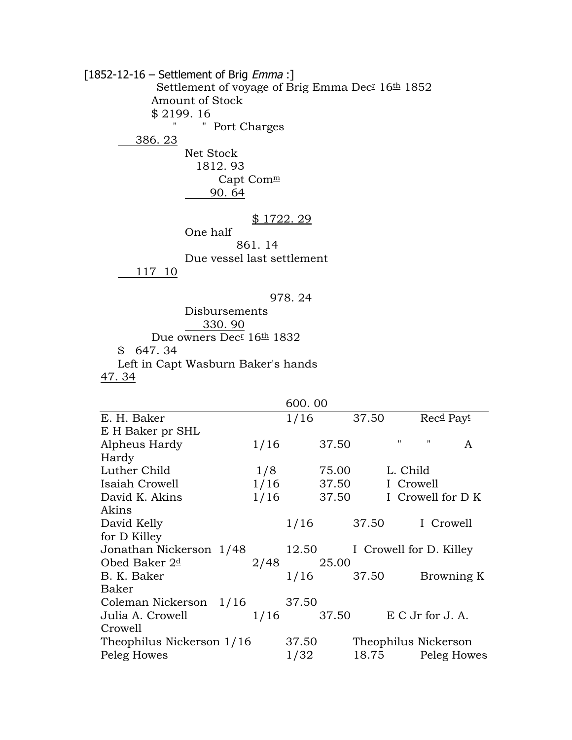[1852-12-16 – Settlement of Brig *Emma* :]

Settlement of voyage of Brig Emma Dec$^{r}$ 16$^{th}$ 1852

| | | |
|---|---|---|
| Amount of Stock | | $ 2199. 16 |
| " " Port Charges | | 386. 23 |
| Net Stock | | 1812. 93 |
| Capt Com$^{m}$ | | 90. 64 |
| | | $ 1722. 29 |
| One half | | 861. 14 |
| Due vessel last settlement | | 117 10 |
| | | 978. 24 |
| Disbursements | | 330. 90 |
| Due owners Dec$^{r}$ 16$^{th}$ 1832 | | $ 647. 34 |
| Left in Capt Wasburn Baker's hands | | 47. 34 |
| | | 600. 00 |

| Owner | Share | Amount | Rec$^{d}$ Pay$^{t}$ |
|---|---|---|---|
| E. H. Baker | 1/16 | 37.50 | E H Baker pr SHL |
| Alpheus Hardy | 1/16 | 37.50 | " " A Hardy |
| Luther Child | 1/8 | 75.00 | L. Child |
| Isaiah Crowell | 1/16 | 37.50 | I Crowell |
| David K. Akins | 1/16 | 37.50 | I Crowell for D K Akins |
| David Kelly | 1/16 | 37.50 | I Crowell for D Killey |
| Jonathan Nickerson | 1/48 | 12.50 | I Crowell for D. Killey |
| Obed Baker 2$^{d}$ | 2/48 | 25.00 | |
| B. K. Baker | 1/16 | 37.50 | Browning K Baker |
| Coleman Nickerson | 1/16 | 37.50 | |
| Julia A. Crowell | 1/16 | 37.50 | E C Jr for J. A. Crowell |
| Theophilus Nickerson | 1/16 | 37.50 | Theophilus Nickerson |
| Peleg Howes | 1/32 | 18.75 | Peleg Howes |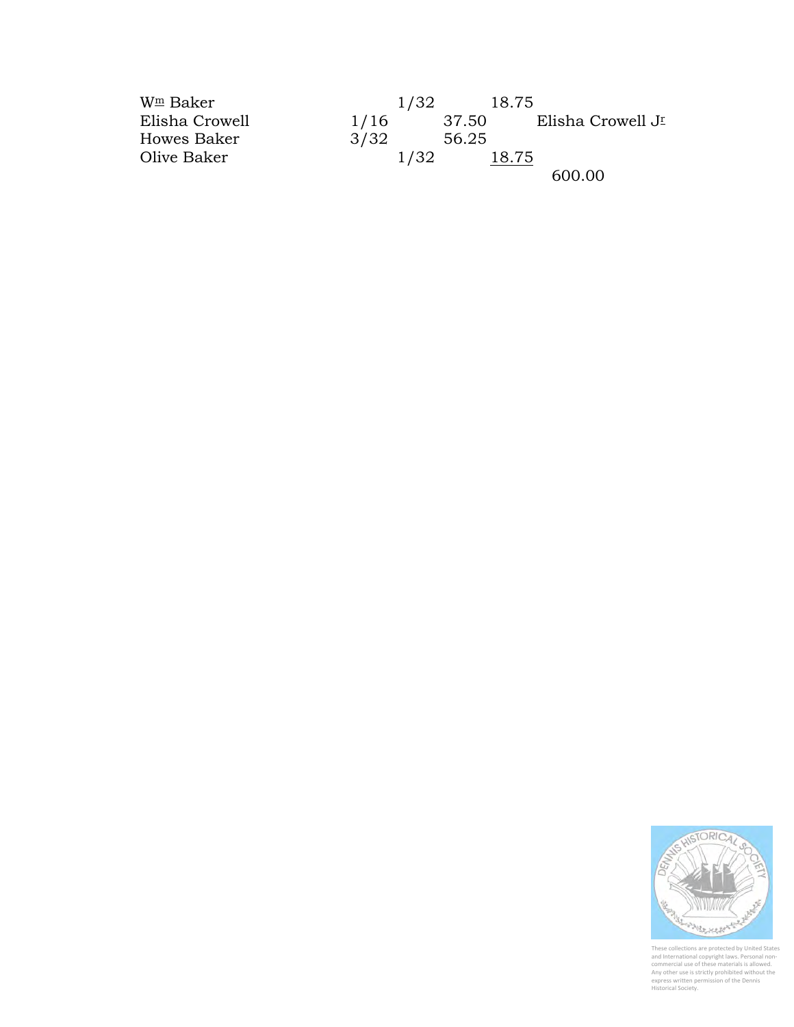| | | | | |
|---|---|---|---|---|
| W^m Baker | 1/32 | 18.75 | | |
| Elisha Crowell | 1/16 | 37.50 | | Elisha Crowell J^r |
| Howes Baker | 3/32 | 56.25 | | |
| Olive Baker | 1/32 | <u>18.75</u> | | |
| | | | 600.00 | |

These collections are protected by United States and International copyright laws. Personal non-commercial use of these materials is allowed. Any other use is strictly prohibited without the express written permission of the Dennis Historical Society.